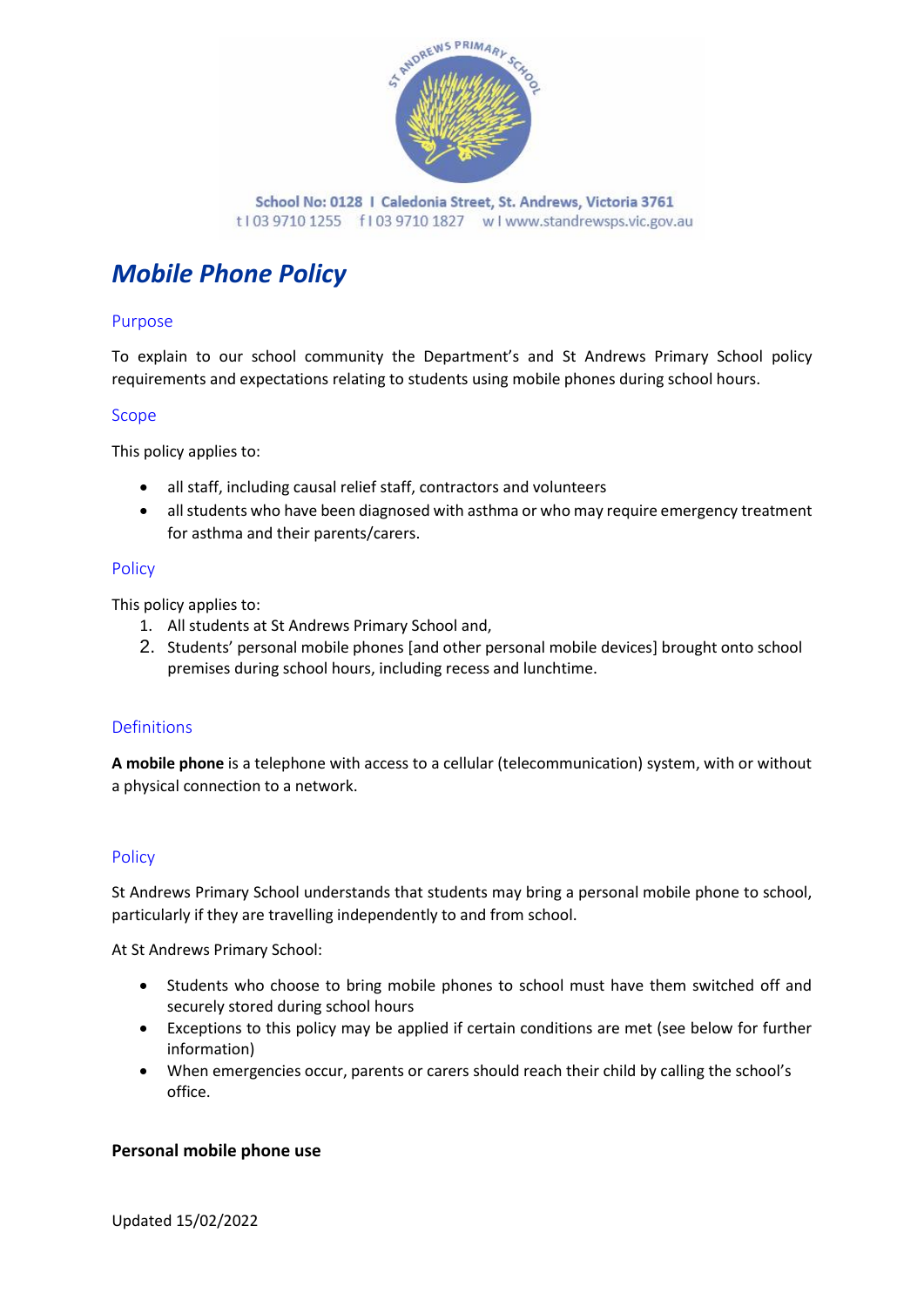ST ANDREWS PRIMARY SCHOOL

School No: 0128 I Caledonia Street, St. Andrews, Victoria 3761
t I 03 9710 1255 f I 03 9710 1827 w I www.standrewsps.vic.gov.au

# *Mobile Phone Policy*

## Purpose

To explain to our school community the Department's and St Andrews Primary School policy requirements and expectations relating to students using mobile phones during school hours.

## Scope

This policy applies to:

- all staff, including causal relief staff, contractors and volunteers
- all students who have been diagnosed with asthma or who may require emergency treatment for asthma and their parents/carers.

## Policy

This policy applies to:

1. All students at St Andrews Primary School and,
2. Students' personal mobile phones [and other personal mobile devices] brought onto school premises during school hours, including recess and lunchtime.

## Definitions

**A mobile phone** is a telephone with access to a cellular (telecommunication) system, with or without a physical connection to a network.

## Policy

St Andrews Primary School understands that students may bring a personal mobile phone to school, particularly if they are travelling independently to and from school.

At St Andrews Primary School:

- Students who choose to bring mobile phones to school must have them switched off and securely stored during school hours
- Exceptions to this policy may be applied if certain conditions are met (see below for further information)
- When emergencies occur, parents or carers should reach their child by calling the school's office.

**Personal mobile phone use**

Updated 15/02/2022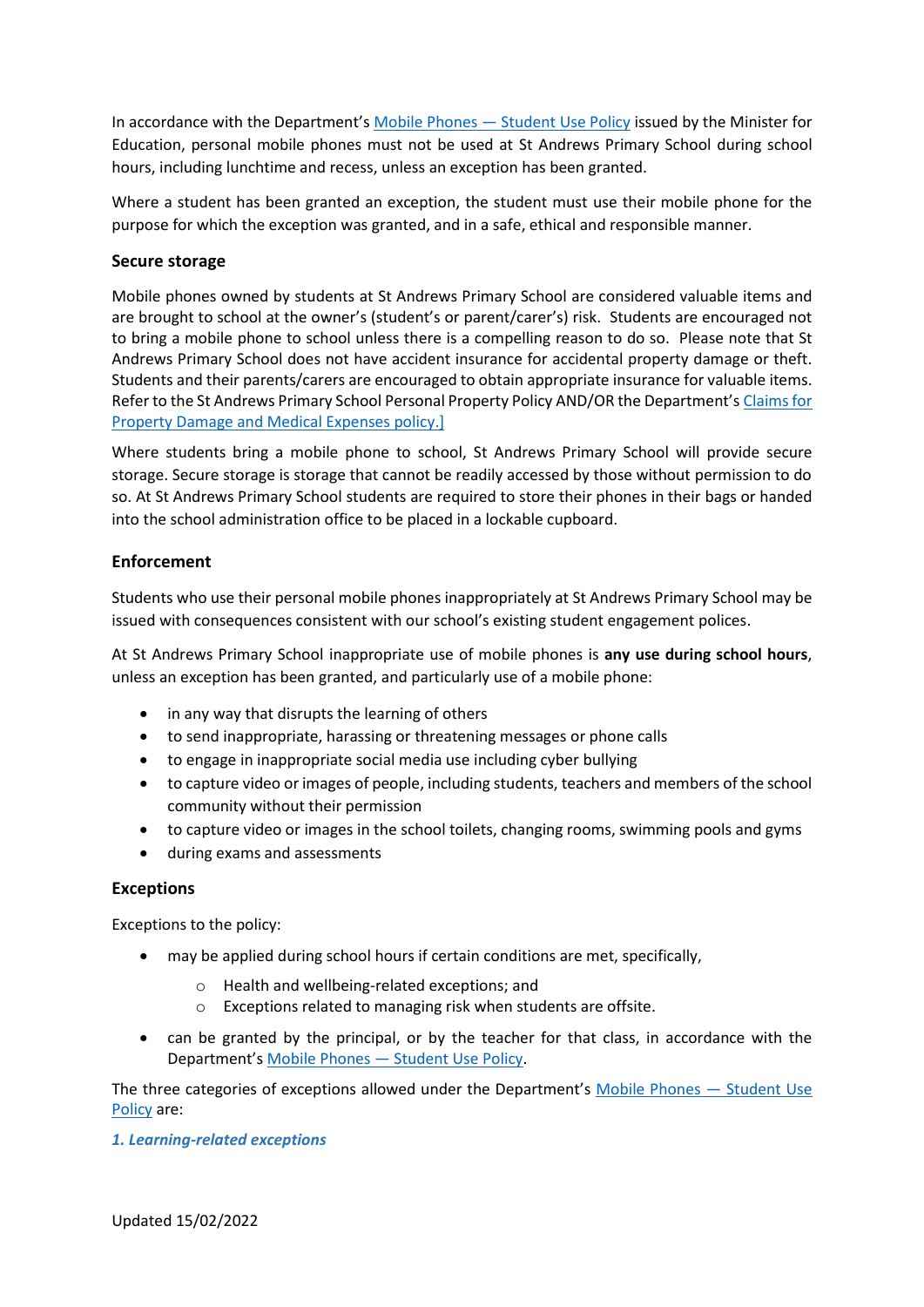In accordance with the Department's [Mobile Phones — Student Use Policy]() issued by the Minister for Education, personal mobile phones must not be used at St Andrews Primary School during school hours, including lunchtime and recess, unless an exception has been granted.

Where a student has been granted an exception, the student must use their mobile phone for the purpose for which the exception was granted, and in a safe, ethical and responsible manner.

### Secure storage

Mobile phones owned by students at St Andrews Primary School are considered valuable items and are brought to school at the owner's (student's or parent/carer's) risk. Students are encouraged not to bring a mobile phone to school unless there is a compelling reason to do so. Please note that St Andrews Primary School does not have accident insurance for accidental property damage or theft. Students and their parents/carers are encouraged to obtain appropriate insurance for valuable items. Refer to the St Andrews Primary School Personal Property Policy AND/OR the Department's Claims for Property Damage and Medical Expenses policy.]

Where students bring a mobile phone to school, St Andrews Primary School will provide secure storage. Secure storage is storage that cannot be readily accessed by those without permission to do so. At St Andrews Primary School students are required to store their phones in their bags or handed into the school administration office to be placed in a lockable cupboard.

### Enforcement

Students who use their personal mobile phones inappropriately at St Andrews Primary School may be issued with consequences consistent with our school's existing student engagement polices.

At St Andrews Primary School inappropriate use of mobile phones is **any use during school hours**, unless an exception has been granted, and particularly use of a mobile phone:

- in any way that disrupts the learning of others
- to send inappropriate, harassing or threatening messages or phone calls
- to engage in inappropriate social media use including cyber bullying
- to capture video or images of people, including students, teachers and members of the school community without their permission
- to capture video or images in the school toilets, changing rooms, swimming pools and gyms
- during exams and assessments

### Exceptions

Exceptions to the policy:

- may be applied during school hours if certain conditions are met, specifically,
    - Health and wellbeing-related exceptions; and
    - Exceptions related to managing risk when students are offsite.
- can be granted by the principal, or by the teacher for that class, in accordance with the Department's Mobile Phones — Student Use Policy.

The three categories of exceptions allowed under the Department's Mobile Phones — Student Use Policy are:

***1. Learning-related exceptions***

Updated 15/02/2022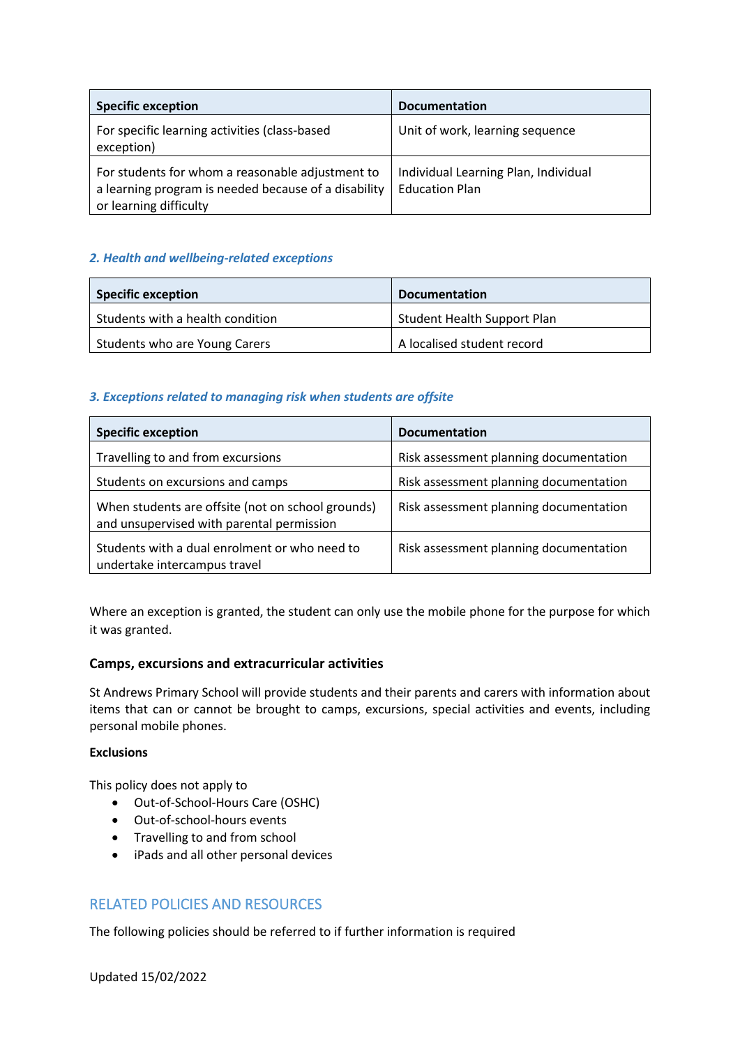| Specific exception | Documentation |
| --- | --- |
| For specific learning activities (class-based exception) | Unit of work, learning sequence |
| For students for whom a reasonable adjustment to a learning program is needed because of a disability or learning difficulty | Individual Learning Plan, Individual Education Plan |

### *2. Health and wellbeing-related exceptions*

| Specific exception | Documentation |
| --- | --- |
| Students with a health condition | Student Health Support Plan |
| Students who are Young Carers | A localised student record |

### *3. Exceptions related to managing risk when students are offsite*

| Specific exception | Documentation |
| --- | --- |
| Travelling to and from excursions | Risk assessment planning documentation |
| Students on excursions and camps | Risk assessment planning documentation |
| When students are offsite (not on school grounds) and unsupervised with parental permission | Risk assessment planning documentation |
| Students with a dual enrolment or who need to undertake intercampus travel | Risk assessment planning documentation |

Where an exception is granted, the student can only use the mobile phone for the purpose for which it was granted.

### Camps, excursions and extracurricular activities

St Andrews Primary School will provide students and their parents and carers with information about items that can or cannot be brought to camps, excursions, special activities and events, including personal mobile phones.

**Exclusions**

This policy does not apply to

- Out-of-School-Hours Care (OSHC)
- Out-of-school-hours events
- Travelling to and from school
- iPads and all other personal devices

## RELATED POLICIES AND RESOURCES

The following policies should be referred to if further information is required

Updated 15/02/2022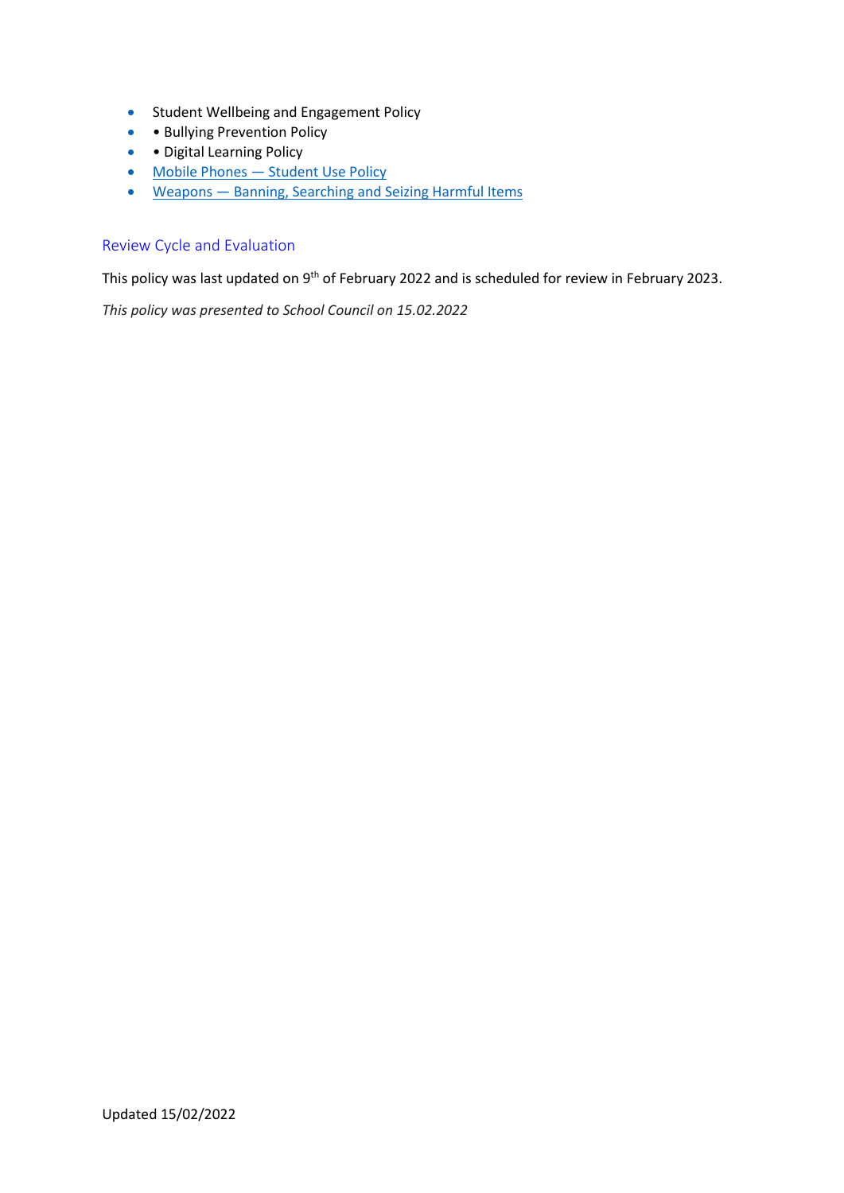- Student Wellbeing and Engagement Policy
- • Bullying Prevention Policy
- • Digital Learning Policy
- Mobile Phones — Student Use Policy
- Weapons — Banning, Searching and Seizing Harmful Items

## Review Cycle and Evaluation

This policy was last updated on 9th of February 2022 and is scheduled for review in February 2023.

*This policy was presented to School Council on 15.02.2022*

Updated 15/02/2022